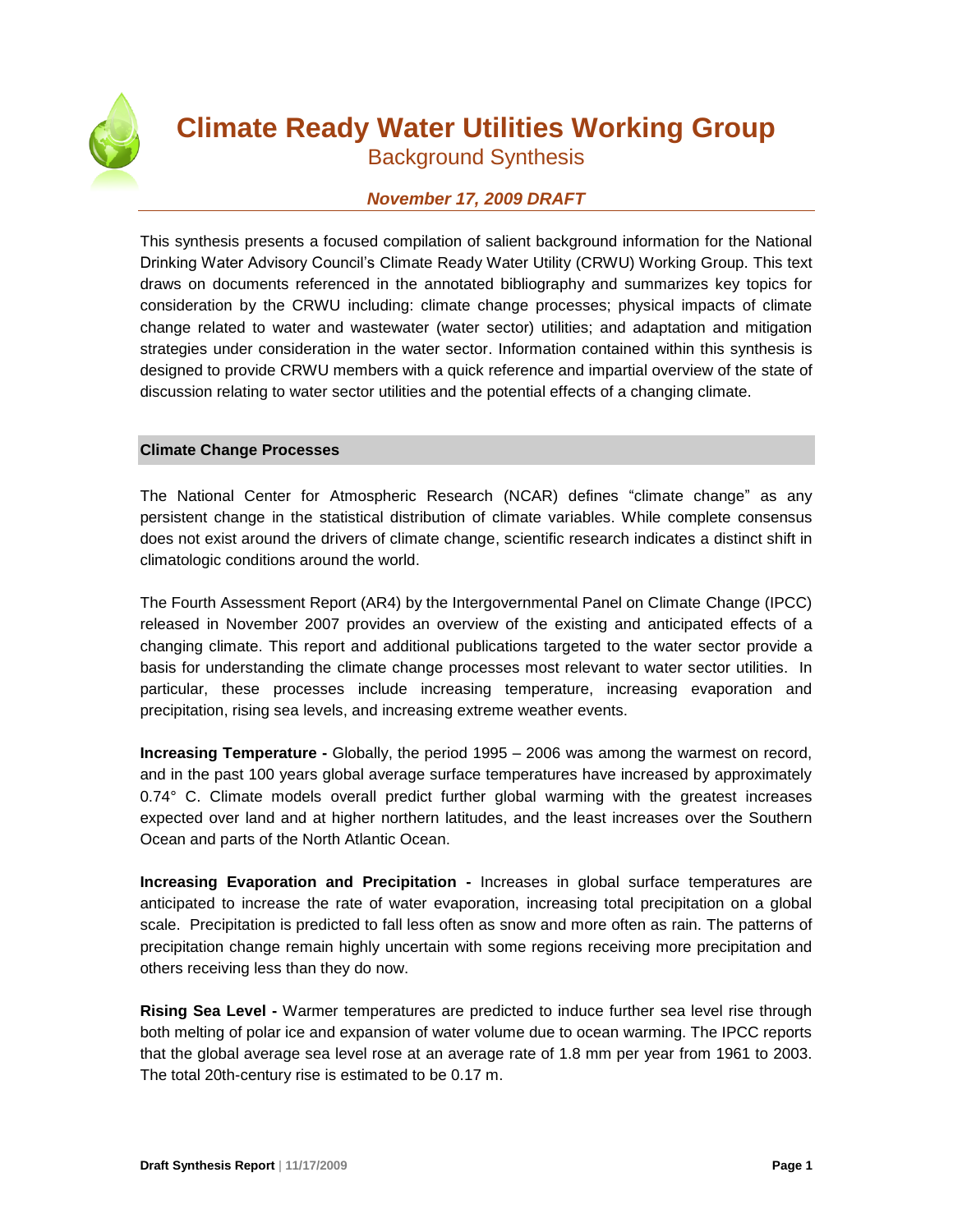# Climate Ready Water Utilities Working Group

## Background Synthesis

***November 17, 2009 DRAFT***

This synthesis presents a focused compilation of salient background information for the National Drinking Water Advisory Council's Climate Ready Water Utility (CRWU) Working Group. This text draws on documents referenced in the annotated bibliography and summarizes key topics for consideration by the CRWU including: climate change processes; physical impacts of climate change related to water and wastewater (water sector) utilities; and adaptation and mitigation strategies under consideration in the water sector. Information contained within this synthesis is designed to provide CRWU members with a quick reference and impartial overview of the state of discussion relating to water sector utilities and the potential effects of a changing climate.

### Climate Change Processes

The National Center for Atmospheric Research (NCAR) defines "climate change" as any persistent change in the statistical distribution of climate variables. While complete consensus does not exist around the drivers of climate change, scientific research indicates a distinct shift in climatologic conditions around the world.

The Fourth Assessment Report (AR4) by the Intergovernmental Panel on Climate Change (IPCC) released in November 2007 provides an overview of the existing and anticipated effects of a changing climate. This report and additional publications targeted to the water sector provide a basis for understanding the climate change processes most relevant to water sector utilities. In particular, these processes include increasing temperature, increasing evaporation and precipitation, rising sea levels, and increasing extreme weather events.

**Increasing Temperature -** Globally, the period 1995 – 2006 was among the warmest on record, and in the past 100 years global average surface temperatures have increased by approximately 0.74° C. Climate models overall predict further global warming with the greatest increases expected over land and at higher northern latitudes, and the least increases over the Southern Ocean and parts of the North Atlantic Ocean.

**Increasing Evaporation and Precipitation -** Increases in global surface temperatures are anticipated to increase the rate of water evaporation, increasing total precipitation on a global scale. Precipitation is predicted to fall less often as snow and more often as rain. The patterns of precipitation change remain highly uncertain with some regions receiving more precipitation and others receiving less than they do now.

**Rising Sea Level -** Warmer temperatures are predicted to induce further sea level rise through both melting of polar ice and expansion of water volume due to ocean warming. The IPCC reports that the global average sea level rose at an average rate of 1.8 mm per year from 1961 to 2003. The total 20th-century rise is estimated to be 0.17 m.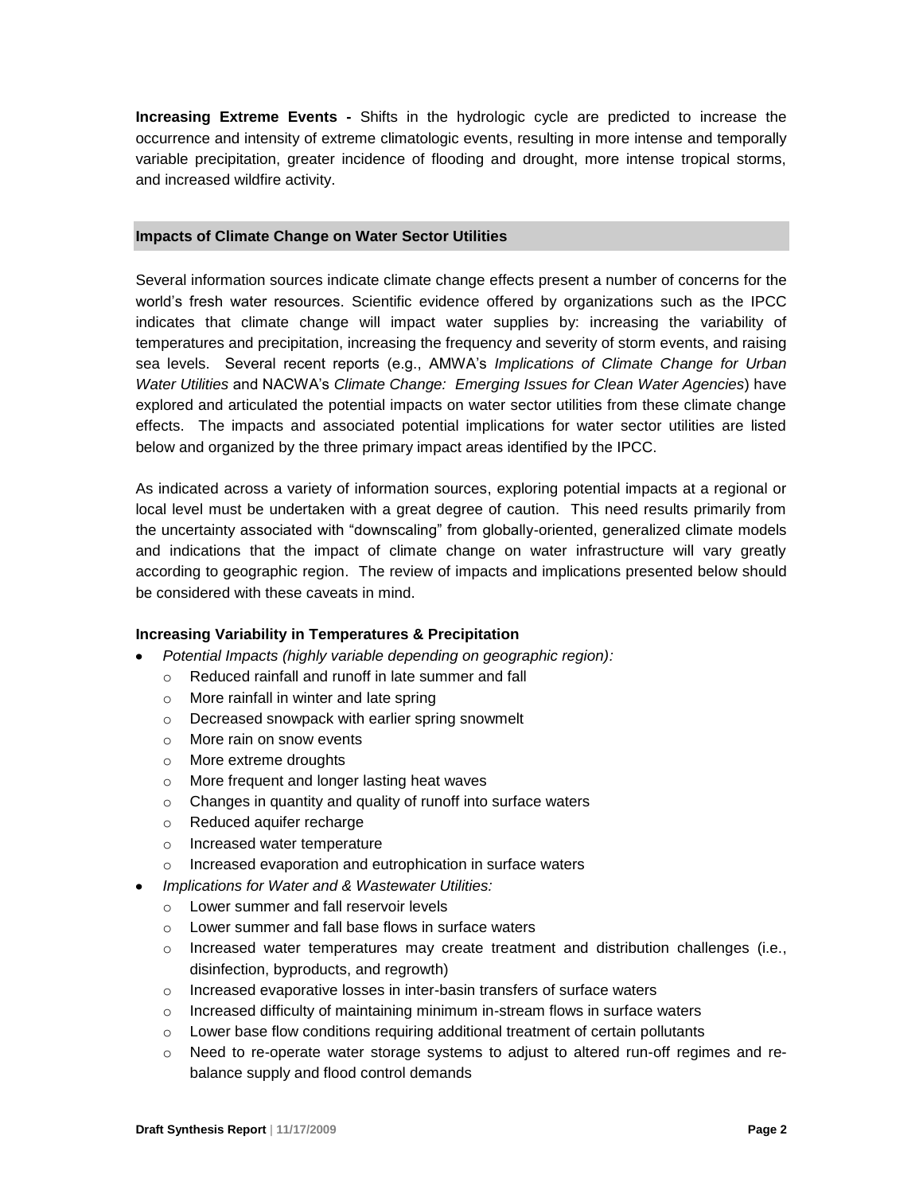**Increasing Extreme Events -** Shifts in the hydrologic cycle are predicted to increase the occurrence and intensity of extreme climatologic events, resulting in more intense and temporally variable precipitation, greater incidence of flooding and drought, more intense tropical storms, and increased wildfire activity.

## Impacts of Climate Change on Water Sector Utilities

Several information sources indicate climate change effects present a number of concerns for the world's fresh water resources. Scientific evidence offered by organizations such as the IPCC indicates that climate change will impact water supplies by: increasing the variability of temperatures and precipitation, increasing the frequency and severity of storm events, and raising sea levels. Several recent reports (e.g., AMWA's *Implications of Climate Change for Urban Water Utilities* and NACWA's *Climate Change: Emerging Issues for Clean Water Agencies*) have explored and articulated the potential impacts on water sector utilities from these climate change effects. The impacts and associated potential implications for water sector utilities are listed below and organized by the three primary impact areas identified by the IPCC.

As indicated across a variety of information sources, exploring potential impacts at a regional or local level must be undertaken with a great degree of caution. This need results primarily from the uncertainty associated with "downscaling" from globally-oriented, generalized climate models and indications that the impact of climate change on water infrastructure will vary greatly according to geographic region. The review of impacts and implications presented below should be considered with these caveats in mind.

### Increasing Variability in Temperatures & Precipitation

- *Potential Impacts (highly variable depending on geographic region):*
  - Reduced rainfall and runoff in late summer and fall
  - More rainfall in winter and late spring
  - Decreased snowpack with earlier spring snowmelt
  - More rain on snow events
  - More extreme droughts
  - More frequent and longer lasting heat waves
  - Changes in quantity and quality of runoff into surface waters
  - Reduced aquifer recharge
  - Increased water temperature
  - Increased evaporation and eutrophication in surface waters
- *Implications for Water and & Wastewater Utilities:*
  - Lower summer and fall reservoir levels
  - Lower summer and fall base flows in surface waters
  - Increased water temperatures may create treatment and distribution challenges (i.e., disinfection, byproducts, and regrowth)
  - Increased evaporative losses in inter-basin transfers of surface waters
  - Increased difficulty of maintaining minimum in-stream flows in surface waters
  - Lower base flow conditions requiring additional treatment of certain pollutants
  - Need to re-operate water storage systems to adjust to altered run-off regimes and re-balance supply and flood control demands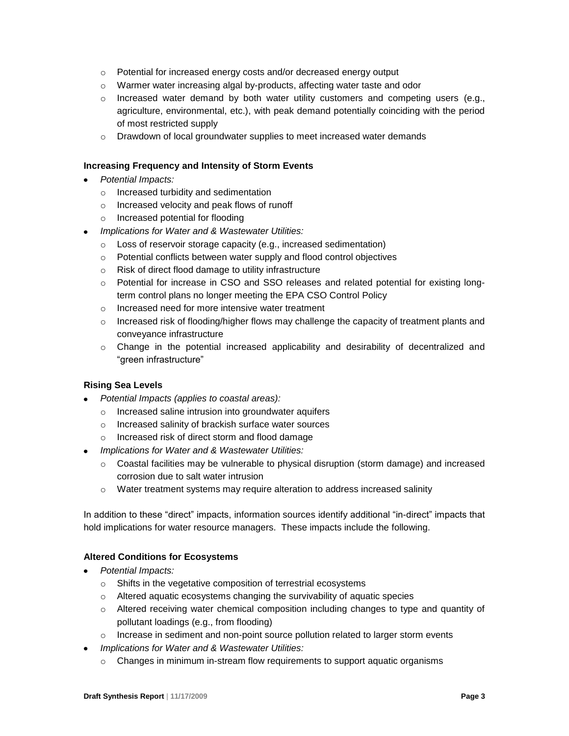- Potential for increased energy costs and/or decreased energy output
  - Warmer water increasing algal by-products, affecting water taste and odor
  - Increased water demand by both water utility customers and competing users (e.g., agriculture, environmental, etc.), with peak demand potentially coinciding with the period of most restricted supply
  - Drawdown of local groundwater supplies to meet increased water demands

**Increasing Frequency and Intensity of Storm Events**

- *Potential Impacts:*
  - Increased turbidity and sedimentation
  - Increased velocity and peak flows of runoff
  - Increased potential for flooding
- *Implications for Water and & Wastewater Utilities:*
  - Loss of reservoir storage capacity (e.g., increased sedimentation)
  - Potential conflicts between water supply and flood control objectives
  - Risk of direct flood damage to utility infrastructure
  - Potential for increase in CSO and SSO releases and related potential for existing long-term control plans no longer meeting the EPA CSO Control Policy
  - Increased need for more intensive water treatment
  - Increased risk of flooding/higher flows may challenge the capacity of treatment plants and conveyance infrastructure
  - Change in the potential increased applicability and desirability of decentralized and "green infrastructure"

**Rising Sea Levels**

- *Potential Impacts (applies to coastal areas):*
  - Increased saline intrusion into groundwater aquifers
  - Increased salinity of brackish surface water sources
  - Increased risk of direct storm and flood damage
- *Implications for Water and & Wastewater Utilities:*
  - Coastal facilities may be vulnerable to physical disruption (storm damage) and increased corrosion due to salt water intrusion
  - Water treatment systems may require alteration to address increased salinity

In addition to these "direct" impacts, information sources identify additional "in-direct" impacts that hold implications for water resource managers. These impacts include the following.

**Altered Conditions for Ecosystems**

- *Potential Impacts:*
  - Shifts in the vegetative composition of terrestrial ecosystems
  - Altered aquatic ecosystems changing the survivability of aquatic species
  - Altered receiving water chemical composition including changes to type and quantity of pollutant loadings (e.g., from flooding)
  - Increase in sediment and non-point source pollution related to larger storm events
- *Implications for Water and & Wastewater Utilities:*
  - Changes in minimum in-stream flow requirements to support aquatic organisms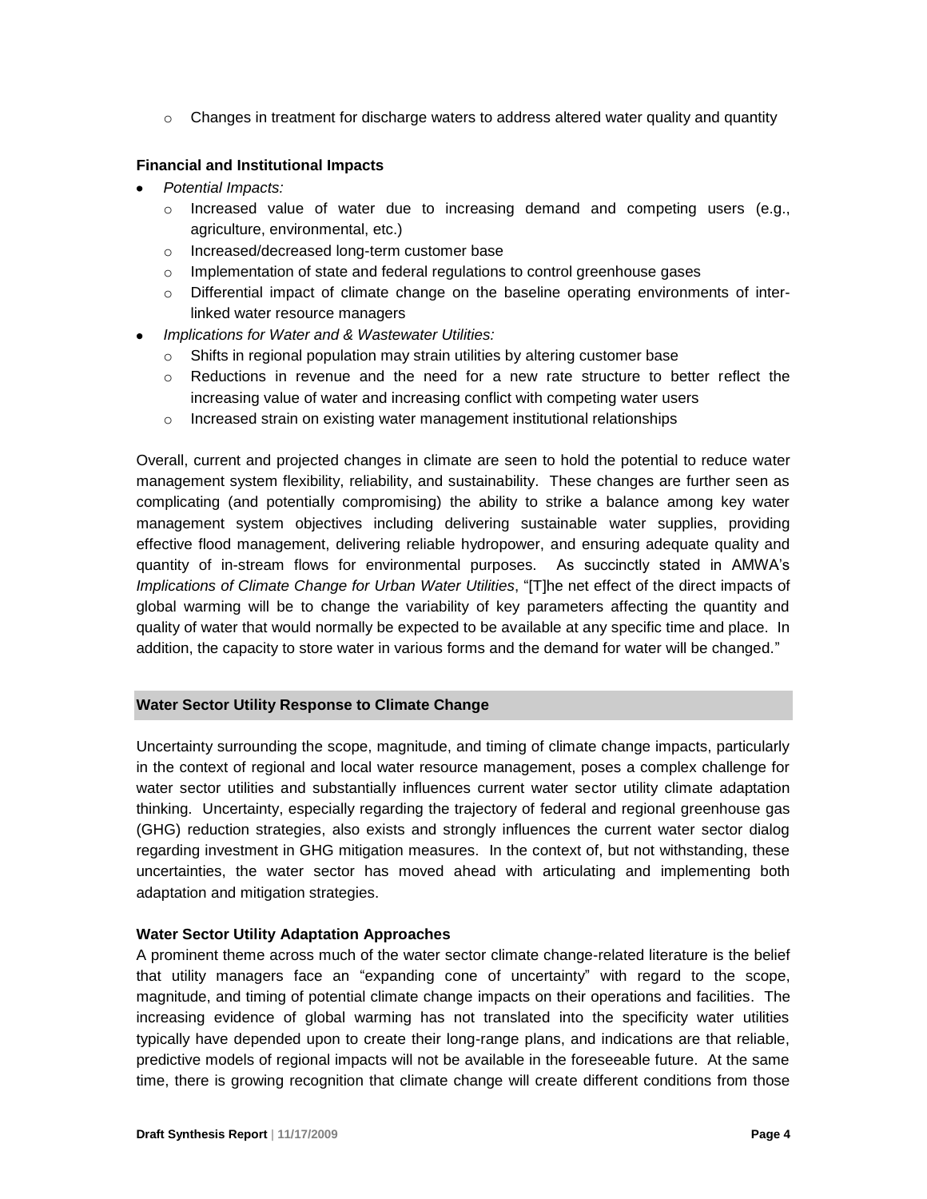- Changes in treatment for discharge waters to address altered water quality and quantity

**Financial and Institutional Impacts**

- *Potential Impacts:*
  - Increased value of water due to increasing demand and competing users (e.g., agriculture, environmental, etc.)
  - Increased/decreased long-term customer base
  - Implementation of state and federal regulations to control greenhouse gases
  - Differential impact of climate change on the baseline operating environments of inter-linked water resource managers
- *Implications for Water and & Wastewater Utilities:*
  - Shifts in regional population may strain utilities by altering customer base
  - Reductions in revenue and the need for a new rate structure to better reflect the increasing value of water and increasing conflict with competing water users
  - Increased strain on existing water management institutional relationships

Overall, current and projected changes in climate are seen to hold the potential to reduce water management system flexibility, reliability, and sustainability. These changes are further seen as complicating (and potentially compromising) the ability to strike a balance among key water management system objectives including delivering sustainable water supplies, providing effective flood management, delivering reliable hydropower, and ensuring adequate quality and quantity of in-stream flows for environmental purposes. As succinctly stated in AMWA's *Implications of Climate Change for Urban Water Utilities*, "[T]he net effect of the direct impacts of global warming will be to change the variability of key parameters affecting the quantity and quality of water that would normally be expected to be available at any specific time and place. In addition, the capacity to store water in various forms and the demand for water will be changed."

## Water Sector Utility Response to Climate Change

Uncertainty surrounding the scope, magnitude, and timing of climate change impacts, particularly in the context of regional and local water resource management, poses a complex challenge for water sector utilities and substantially influences current water sector utility climate adaptation thinking. Uncertainty, especially regarding the trajectory of federal and regional greenhouse gas (GHG) reduction strategies, also exists and strongly influences the current water sector dialog regarding investment in GHG mitigation measures. In the context of, but not withstanding, these uncertainties, the water sector has moved ahead with articulating and implementing both adaptation and mitigation strategies.

### Water Sector Utility Adaptation Approaches

A prominent theme across much of the water sector climate change-related literature is the belief that utility managers face an "expanding cone of uncertainty" with regard to the scope, magnitude, and timing of potential climate change impacts on their operations and facilities. The increasing evidence of global warming has not translated into the specificity water utilities typically have depended upon to create their long-range plans, and indications are that reliable, predictive models of regional impacts will not be available in the foreseeable future. At the same time, there is growing recognition that climate change will create different conditions from those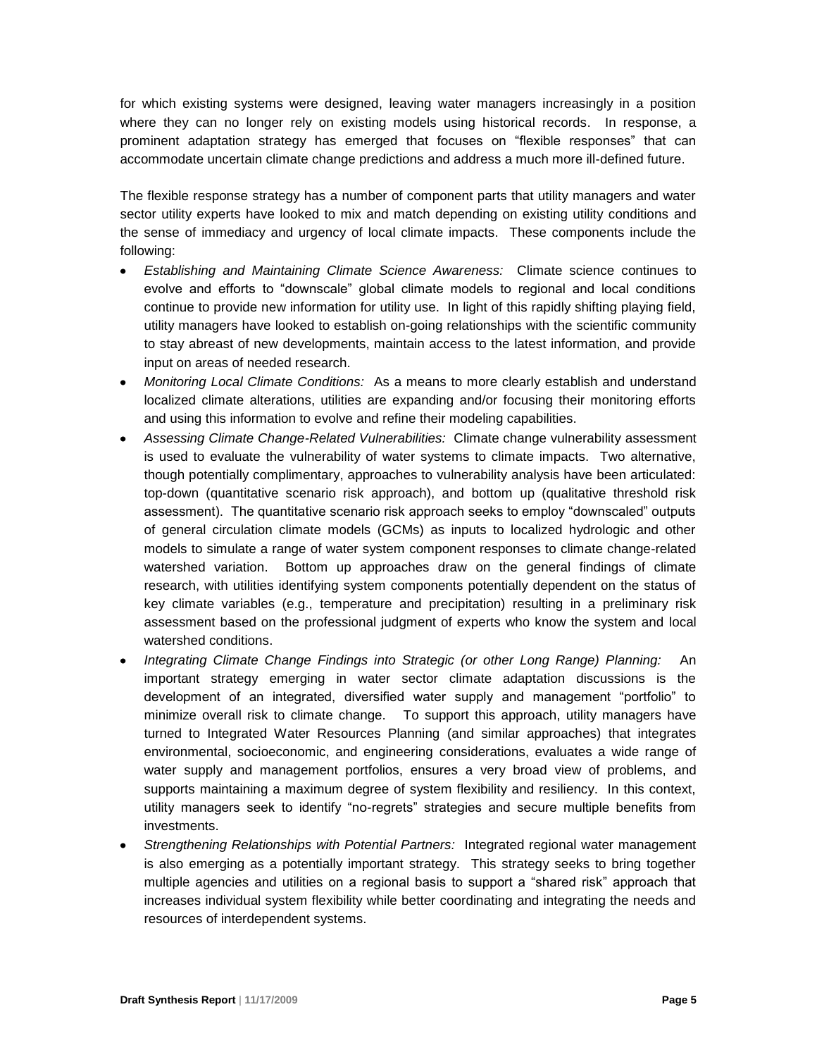for which existing systems were designed, leaving water managers increasingly in a position where they can no longer rely on existing models using historical records. In response, a prominent adaptation strategy has emerged that focuses on "flexible responses" that can accommodate uncertain climate change predictions and address a much more ill-defined future.

The flexible response strategy has a number of component parts that utility managers and water sector utility experts have looked to mix and match depending on existing utility conditions and the sense of immediacy and urgency of local climate impacts. These components include the following:

- *Establishing and Maintaining Climate Science Awareness:* Climate science continues to evolve and efforts to "downscale" global climate models to regional and local conditions continue to provide new information for utility use. In light of this rapidly shifting playing field, utility managers have looked to establish on-going relationships with the scientific community to stay abreast of new developments, maintain access to the latest information, and provide input on areas of needed research.
- *Monitoring Local Climate Conditions:* As a means to more clearly establish and understand localized climate alterations, utilities are expanding and/or focusing their monitoring efforts and using this information to evolve and refine their modeling capabilities.
- *Assessing Climate Change-Related Vulnerabilities:* Climate change vulnerability assessment is used to evaluate the vulnerability of water systems to climate impacts. Two alternative, though potentially complimentary, approaches to vulnerability analysis have been articulated: top-down (quantitative scenario risk approach), and bottom up (qualitative threshold risk assessment). The quantitative scenario risk approach seeks to employ "downscaled" outputs of general circulation climate models (GCMs) as inputs to localized hydrologic and other models to simulate a range of water system component responses to climate change-related watershed variation. Bottom up approaches draw on the general findings of climate research, with utilities identifying system components potentially dependent on the status of key climate variables (e.g., temperature and precipitation) resulting in a preliminary risk assessment based on the professional judgment of experts who know the system and local watershed conditions.
- *Integrating Climate Change Findings into Strategic (or other Long Range) Planning:* An important strategy emerging in water sector climate adaptation discussions is the development of an integrated, diversified water supply and management "portfolio" to minimize overall risk to climate change. To support this approach, utility managers have turned to Integrated Water Resources Planning (and similar approaches) that integrates environmental, socioeconomic, and engineering considerations, evaluates a wide range of water supply and management portfolios, ensures a very broad view of problems, and supports maintaining a maximum degree of system flexibility and resiliency. In this context, utility managers seek to identify "no-regrets" strategies and secure multiple benefits from investments.
- *Strengthening Relationships with Potential Partners:* Integrated regional water management is also emerging as a potentially important strategy. This strategy seeks to bring together multiple agencies and utilities on a regional basis to support a "shared risk" approach that increases individual system flexibility while better coordinating and integrating the needs and resources of interdependent systems.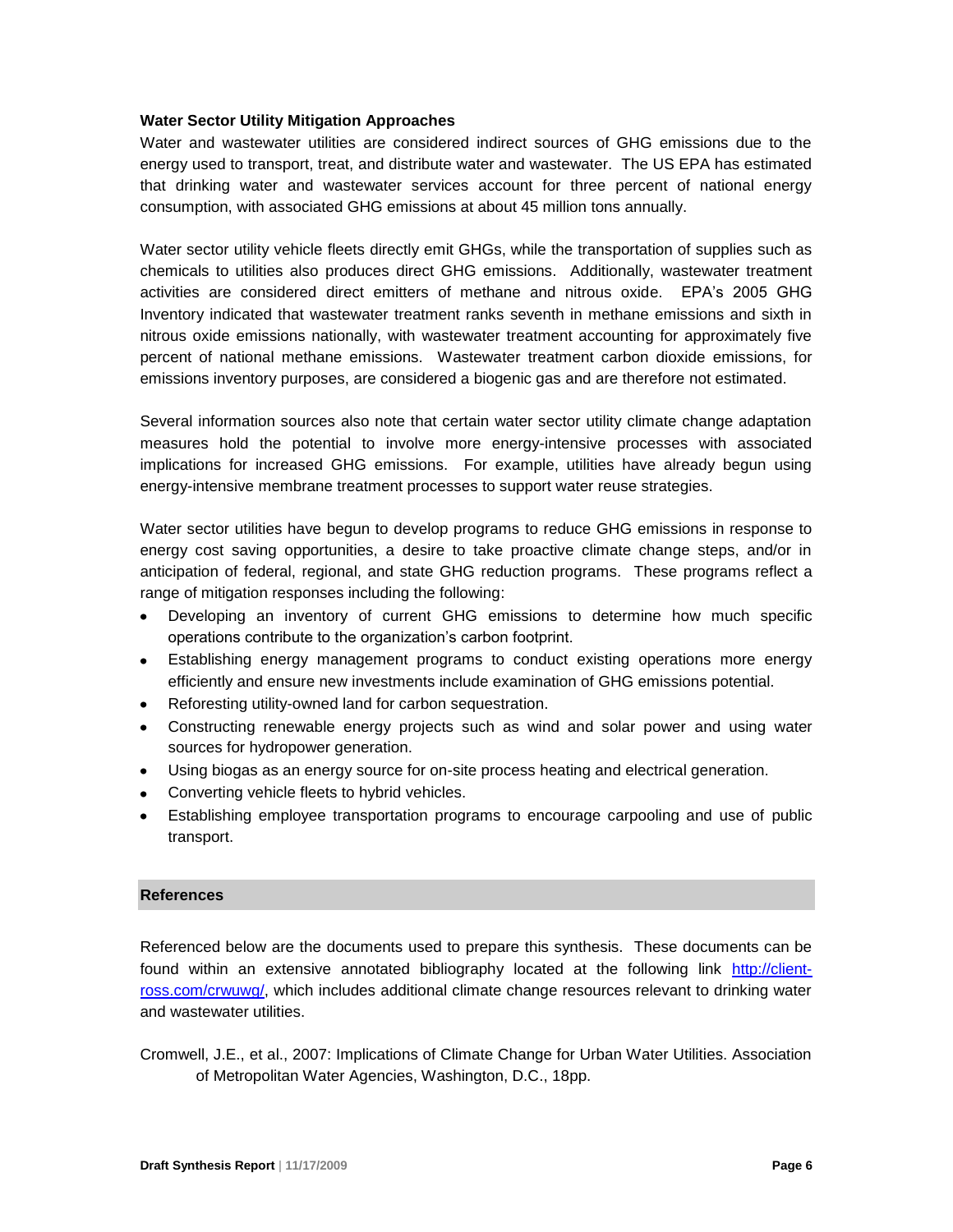**Water Sector Utility Mitigation Approaches**

Water and wastewater utilities are considered indirect sources of GHG emissions due to the energy used to transport, treat, and distribute water and wastewater. The US EPA has estimated that drinking water and wastewater services account for three percent of national energy consumption, with associated GHG emissions at about 45 million tons annually.

Water sector utility vehicle fleets directly emit GHGs, while the transportation of supplies such as chemicals to utilities also produces direct GHG emissions. Additionally, wastewater treatment activities are considered direct emitters of methane and nitrous oxide. EPA's 2005 GHG Inventory indicated that wastewater treatment ranks seventh in methane emissions and sixth in nitrous oxide emissions nationally, with wastewater treatment accounting for approximately five percent of national methane emissions. Wastewater treatment carbon dioxide emissions, for emissions inventory purposes, are considered a biogenic gas and are therefore not estimated.

Several information sources also note that certain water sector utility climate change adaptation measures hold the potential to involve more energy-intensive processes with associated implications for increased GHG emissions. For example, utilities have already begun using energy-intensive membrane treatment processes to support water reuse strategies.

Water sector utilities have begun to develop programs to reduce GHG emissions in response to energy cost saving opportunities, a desire to take proactive climate change steps, and/or in anticipation of federal, regional, and state GHG reduction programs. These programs reflect a range of mitigation responses including the following:

- Developing an inventory of current GHG emissions to determine how much specific operations contribute to the organization's carbon footprint.
- Establishing energy management programs to conduct existing operations more energy efficiently and ensure new investments include examination of GHG emissions potential.
- Reforesting utility-owned land for carbon sequestration.
- Constructing renewable energy projects such as wind and solar power and using water sources for hydropower generation.
- Using biogas as an energy source for on-site process heating and electrical generation.
- Converting vehicle fleets to hybrid vehicles.
- Establishing employee transportation programs to encourage carpooling and use of public transport.

## References

Referenced below are the documents used to prepare this synthesis. These documents can be found within an extensive annotated bibliography located at the following link http://client-ross.com/crwuwg/, which includes additional climate change resources relevant to drinking water and wastewater utilities.

Cromwell, J.E., et al., 2007: Implications of Climate Change for Urban Water Utilities. Association of Metropolitan Water Agencies, Washington, D.C., 18pp.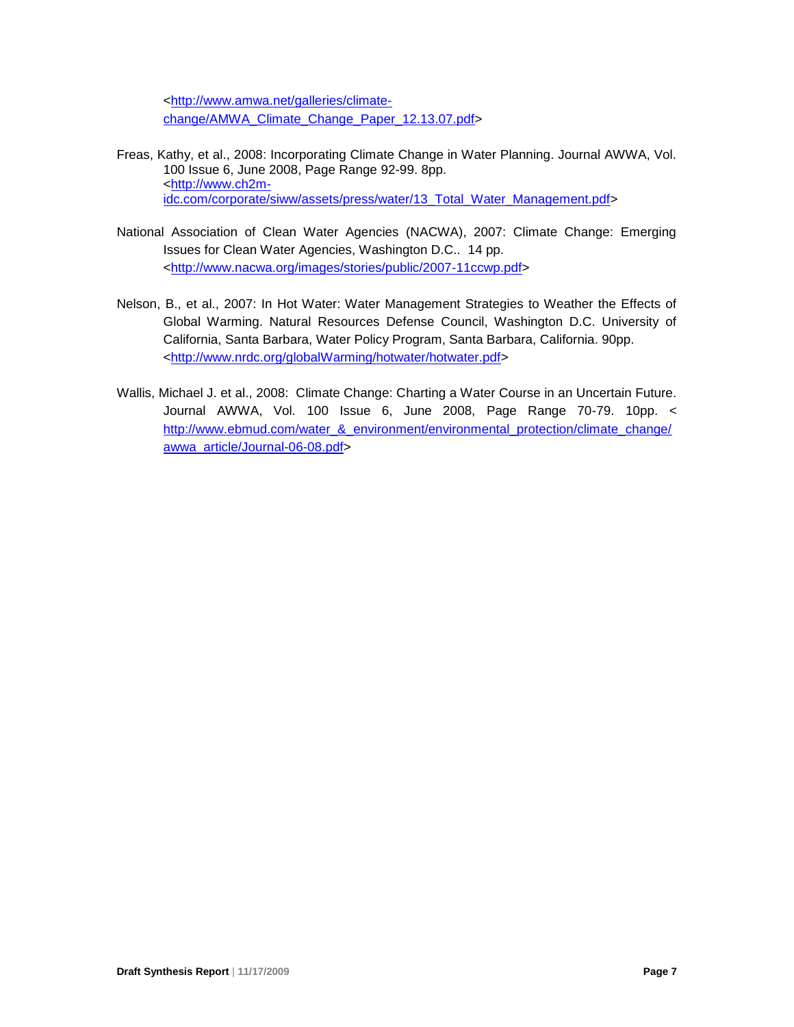<http://www.amwa.net/galleries/climate-change/AMWA_Climate_Change_Paper_12.13.07.pdf>

Freas, Kathy, et al., 2008: Incorporating Climate Change in Water Planning. Journal AWWA, Vol. 100 Issue 6, June 2008, Page Range 92-99. 8pp. <http://www.ch2m-idc.com/corporate/siww/assets/press/water/13_Total_Water_Management.pdf>

National Association of Clean Water Agencies (NACWA), 2007: Climate Change: Emerging Issues for Clean Water Agencies, Washington D.C.. 14 pp. <http://www.nacwa.org/images/stories/public/2007-11ccwp.pdf>

Nelson, B., et al., 2007: In Hot Water: Water Management Strategies to Weather the Effects of Global Warming. Natural Resources Defense Council, Washington D.C. University of California, Santa Barbara, Water Policy Program, Santa Barbara, California. 90pp. <http://www.nrdc.org/globalWarming/hotwater/hotwater.pdf>

Wallis, Michael J. et al., 2008: Climate Change: Charting a Water Course in an Uncertain Future. Journal AWWA, Vol. 100 Issue 6, June 2008, Page Range 70-79. 10pp. <http://www.ebmud.com/water_&_environment/environmental_protection/climate_change/awwa_article/Journal-06-08.pdf>